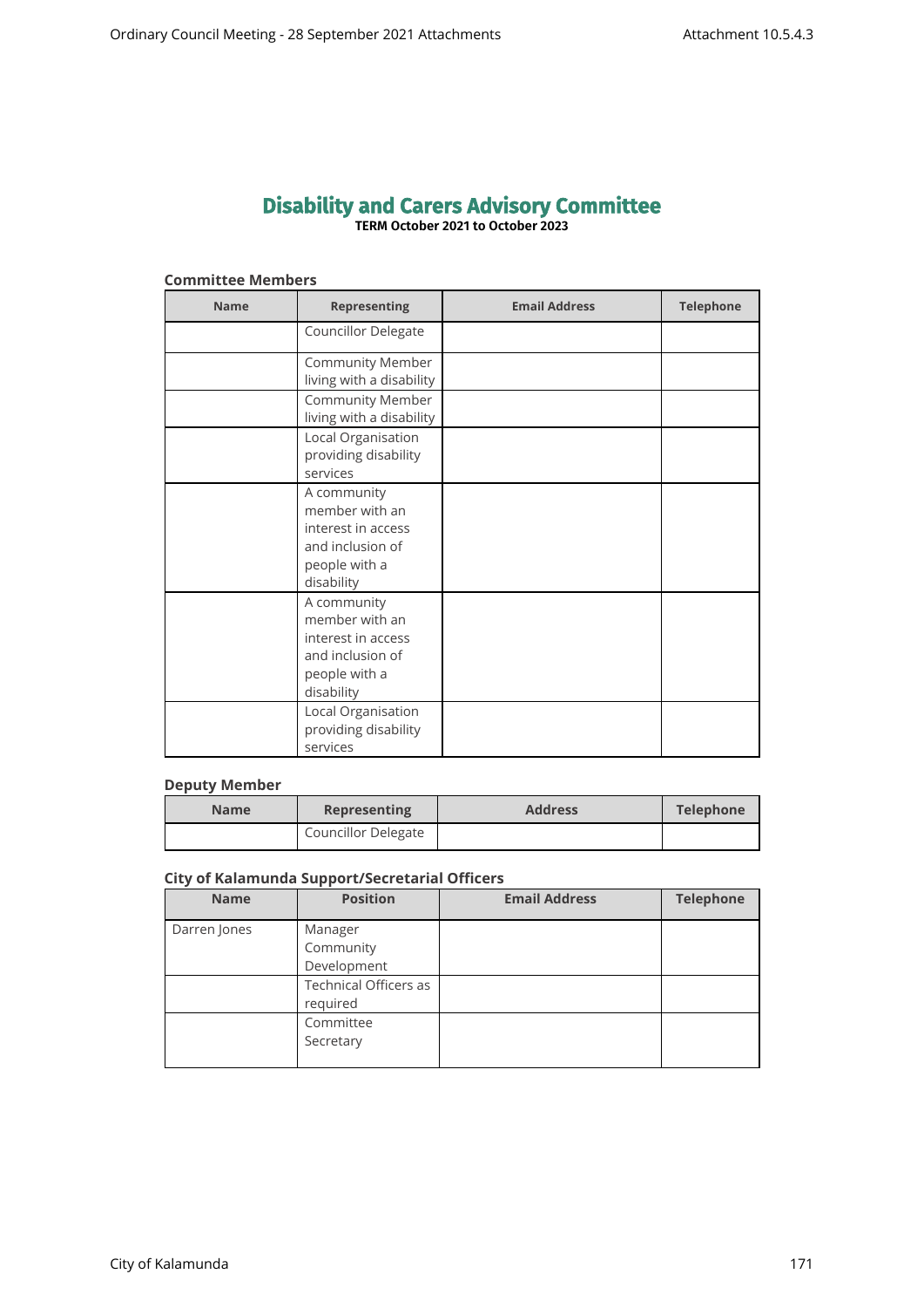# Disability and Carers Advisory Committee

**TERM October 2021 to October 2023**

### Committee Members

| Name | Representing | Email Address | Telephone |
|---|---|---|---|
| | Councillor Delegate | | |
| | Community Member living with a disability | | |
| | Community Member living with a disability | | |
| | Local Organisation providing disability services | | |
| | A community member with an interest in access and inclusion of people with a disability | | |
| | A community member with an interest in access and inclusion of people with a disability | | |
| | Local Organisation providing disability services | | |

### Deputy Member

| Name | Representing | Address | Telephone |
|---|---|---|---|
| | Councillor Delegate | | |

### City of Kalamunda Support/Secretarial Officers

| Name | Position | Email Address | Telephone |
|---|---|---|---|
| Darren Jones | Manager Community Development | | |
| | Technical Officers as required | | |
| | Committee Secretary | | |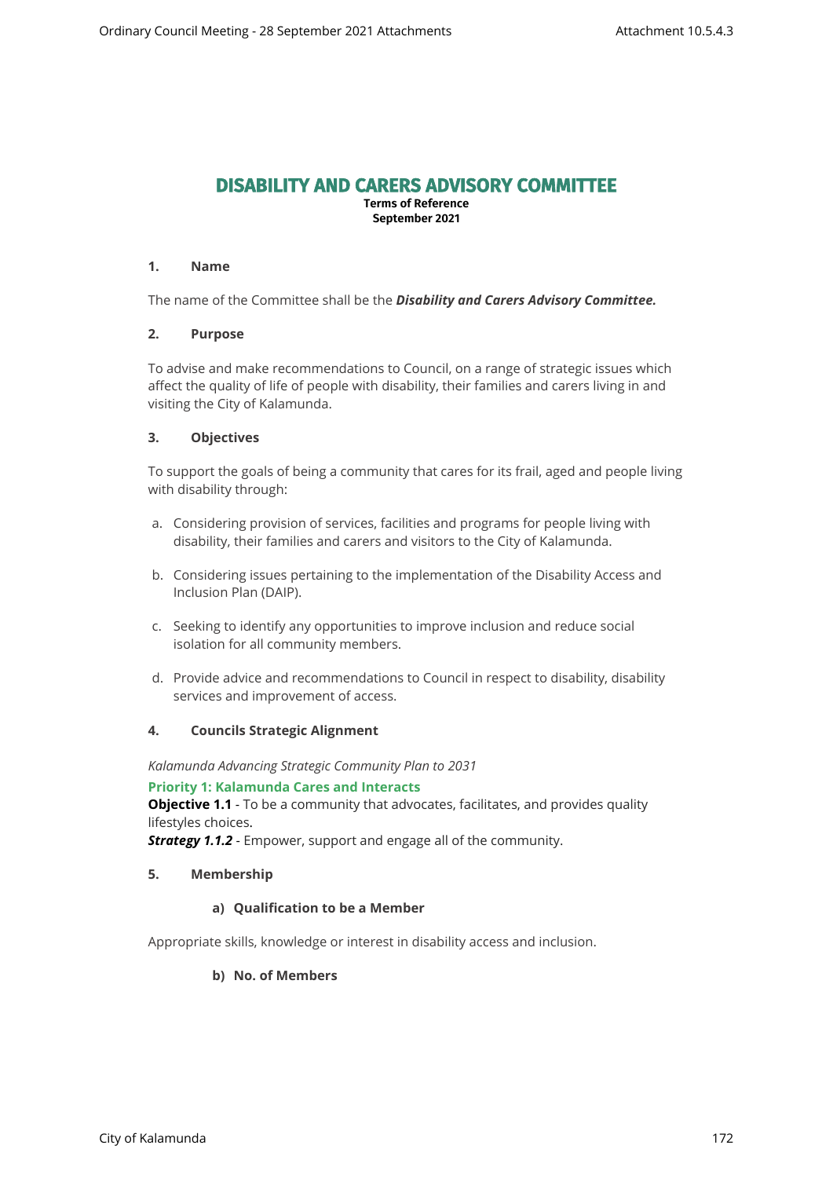# DISABILITY AND CARERS ADVISORY COMMITTEE

**Terms of Reference**
**September 2021**

### 1. Name

The name of the Committee shall be the ***Disability and Carers Advisory Committee.***

### 2. Purpose

To advise and make recommendations to Council, on a range of strategic issues which affect the quality of life of people with disability, their families and carers living in and visiting the City of Kalamunda.

### 3. Objectives

To support the goals of being a community that cares for its frail, aged and people living with disability through:

a. Considering provision of services, facilities and programs for people living with disability, their families and carers and visitors to the City of Kalamunda.

b. Considering issues pertaining to the implementation of the Disability Access and Inclusion Plan (DAIP).

c. Seeking to identify any opportunities to improve inclusion and reduce social isolation for all community members.

d. Provide advice and recommendations to Council in respect to disability, disability services and improvement of access.

### 4. Councils Strategic Alignment

*Kalamunda Advancing Strategic Community Plan to 2031*

**Priority 1: Kalamunda Cares and Interacts**

**Objective 1.1** - To be a community that advocates, facilitates, and provides quality lifestyles choices.

***Strategy 1.1.2*** - Empower, support and engage all of the community.

### 5. Membership

#### a) Qualification to be a Member

Appropriate skills, knowledge or interest in disability access and inclusion.

#### b) No. of Members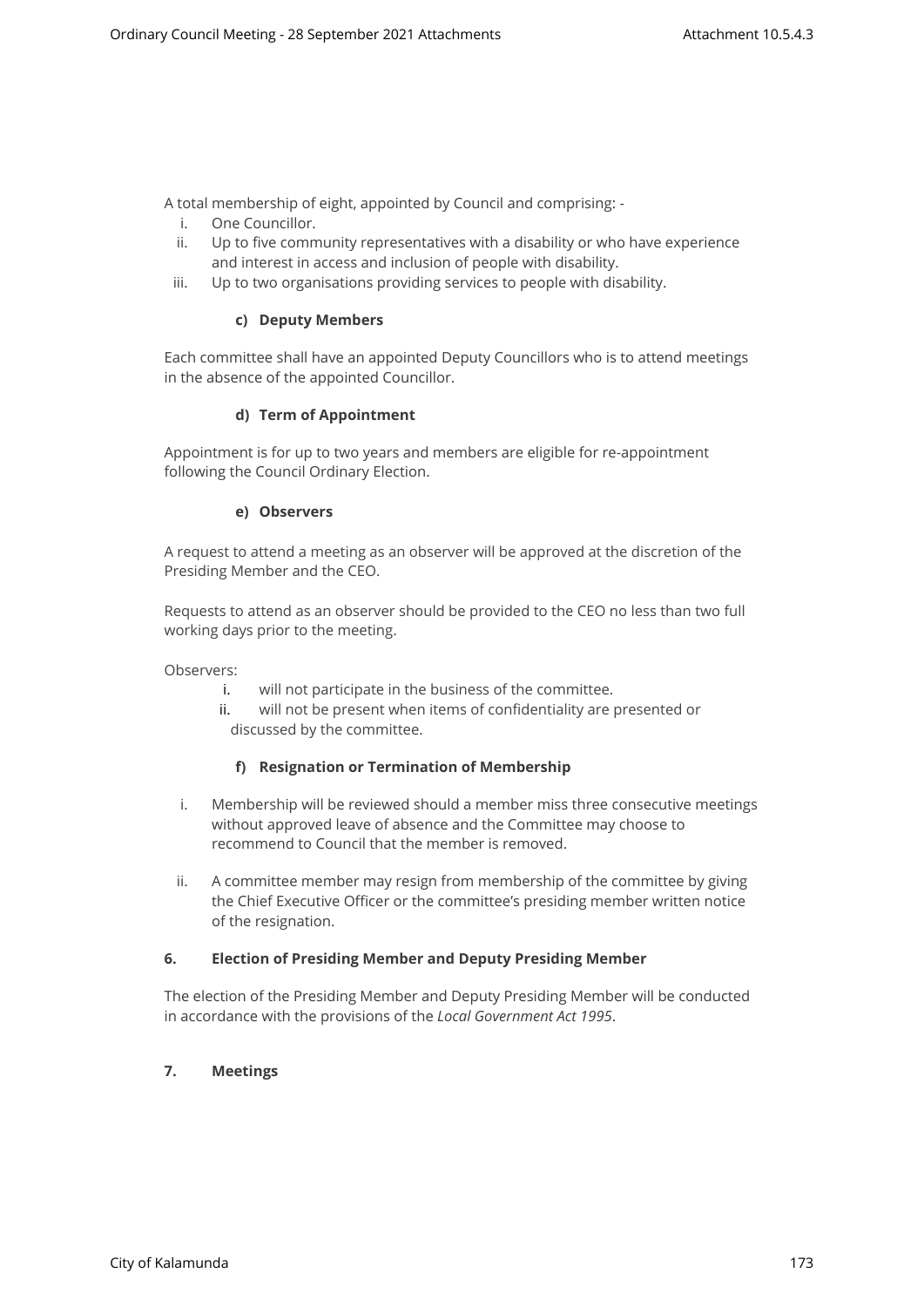A total membership of eight, appointed by Council and comprising: -

- i. One Councillor.
- ii. Up to five community representatives with a disability or who have experience and interest in access and inclusion of people with disability.
- iii. Up to two organisations providing services to people with disability.

#### c) Deputy Members

Each committee shall have an appointed Deputy Councillors who is to attend meetings in the absence of the appointed Councillor.

#### d) Term of Appointment

Appointment is for up to two years and members are eligible for re-appointment following the Council Ordinary Election.

#### e) Observers

A request to attend a meeting as an observer will be approved at the discretion of the Presiding Member and the CEO.

Requests to attend as an observer should be provided to the CEO no less than two full working days prior to the meeting.

Observers:

- i. will not participate in the business of the committee.
- ii. will not be present when items of confidentiality are presented or discussed by the committee.

#### f) Resignation or Termination of Membership

- i. Membership will be reviewed should a member miss three consecutive meetings without approved leave of absence and the Committee may choose to recommend to Council that the member is removed.
- ii. A committee member may resign from membership of the committee by giving the Chief Executive Officer or the committee's presiding member written notice of the resignation.

### 6. Election of Presiding Member and Deputy Presiding Member

The election of the Presiding Member and Deputy Presiding Member will be conducted in accordance with the provisions of the *Local Government Act 1995*.

### 7. Meetings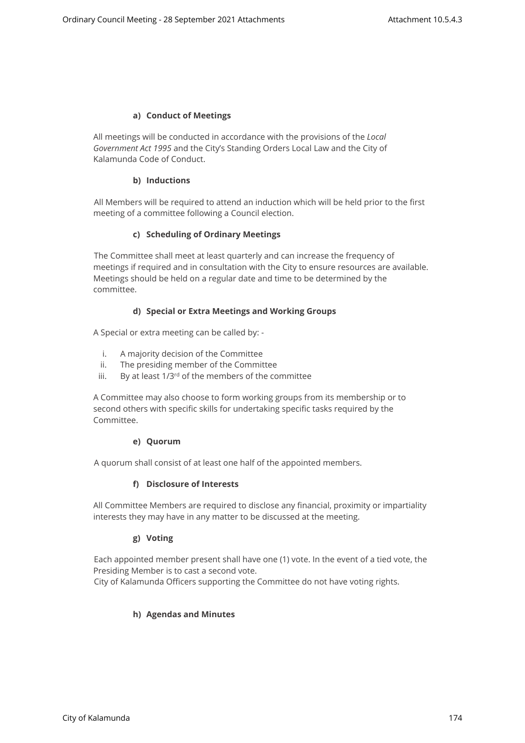#### a) Conduct of Meetings

All meetings will be conducted in accordance with the provisions of the *Local Government Act 1995* and the City's Standing Orders Local Law and the City of Kalamunda Code of Conduct.

#### b) Inductions

All Members will be required to attend an induction which will be held prior to the first meeting of a committee following a Council election.

#### c) Scheduling of Ordinary Meetings

The Committee shall meet at least quarterly and can increase the frequency of meetings if required and in consultation with the City to ensure resources are available. Meetings should be held on a regular date and time to be determined by the committee.

#### d) Special or Extra Meetings and Working Groups

A Special or extra meeting can be called by: -

i. A majority decision of the Committee
ii. The presiding member of the Committee
iii. By at least 1/3rd of the members of the committee

A Committee may also choose to form working groups from its membership or to second others with specific skills for undertaking specific tasks required by the Committee.

#### e) Quorum

A quorum shall consist of at least one half of the appointed members.

#### f) Disclosure of Interests

All Committee Members are required to disclose any financial, proximity or impartiality interests they may have in any matter to be discussed at the meeting.

#### g) Voting

Each appointed member present shall have one (1) vote. In the event of a tied vote, the Presiding Member is to cast a second vote.
City of Kalamunda Officers supporting the Committee do not have voting rights.

#### h) Agendas and Minutes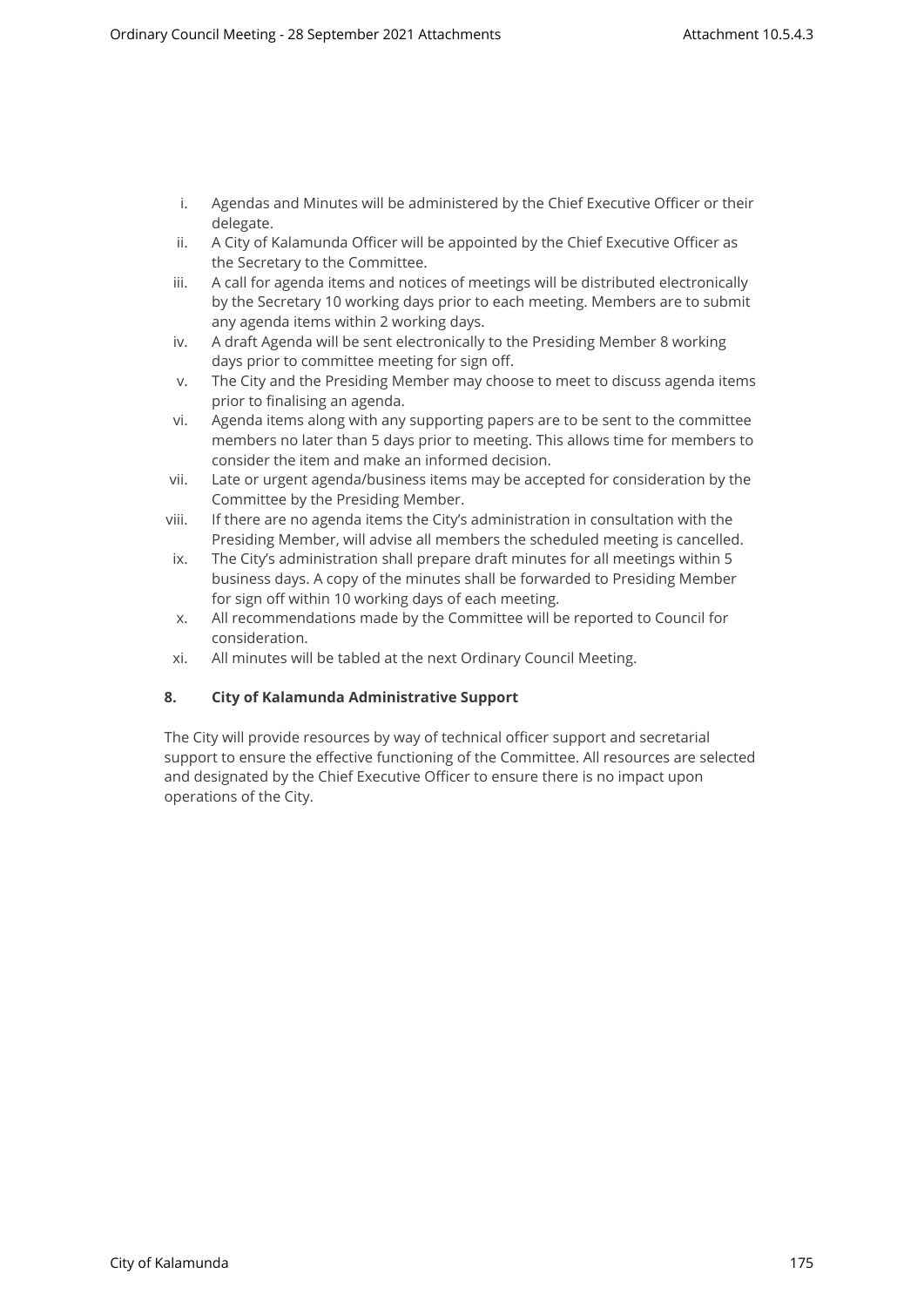i. Agendas and Minutes will be administered by the Chief Executive Officer or their delegate.
ii. A City of Kalamunda Officer will be appointed by the Chief Executive Officer as the Secretary to the Committee.
iii. A call for agenda items and notices of meetings will be distributed electronically by the Secretary 10 working days prior to each meeting. Members are to submit any agenda items within 2 working days.
iv. A draft Agenda will be sent electronically to the Presiding Member 8 working days prior to committee meeting for sign off.
v. The City and the Presiding Member may choose to meet to discuss agenda items prior to finalising an agenda.
vi. Agenda items along with any supporting papers are to be sent to the committee members no later than 5 days prior to meeting. This allows time for members to consider the item and make an informed decision.
vii. Late or urgent agenda/business items may be accepted for consideration by the Committee by the Presiding Member.
viii. If there are no agenda items the City's administration in consultation with the Presiding Member, will advise all members the scheduled meeting is cancelled.
ix. The City's administration shall prepare draft minutes for all meetings within 5 business days. A copy of the minutes shall be forwarded to Presiding Member for sign off within 10 working days of each meeting.
x. All recommendations made by the Committee will be reported to Council for consideration.
xi. All minutes will be tabled at the next Ordinary Council Meeting.

### 8. City of Kalamunda Administrative Support

The City will provide resources by way of technical officer support and secretarial support to ensure the effective functioning of the Committee. All resources are selected and designated by the Chief Executive Officer to ensure there is no impact upon operations of the City.